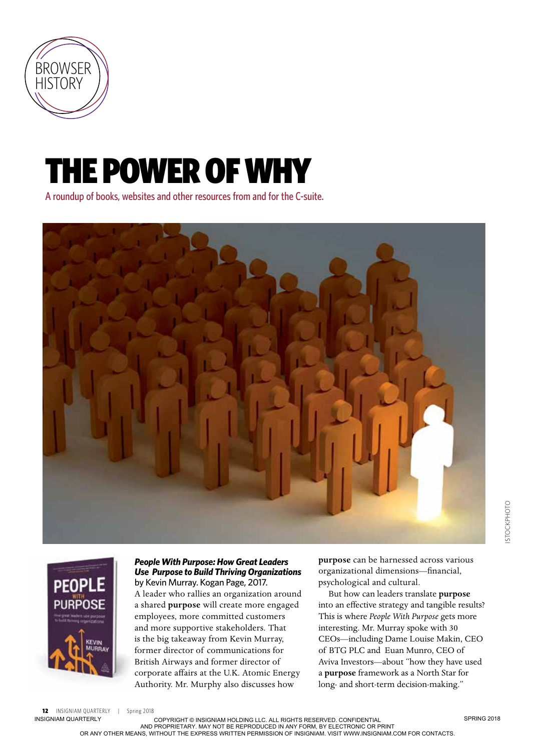BROWSER HISTORY

# THE POWER OF WHY

A roundup of books, websites and other resources from and for the C-suite.

ISTOCKPHOTO

***People With Purpose: How Great Leaders Use Purpose to Build Thriving Organizations***
by Kevin Murray. Kogan Page, 2017.

A leader who rallies an organization around a shared **purpose** will create more engaged employees, more committed customers and more supportive stakeholders. That is the big takeaway from Kevin Murray, former director of communications for British Airways and former director of corporate affairs at the U.K. Atomic Energy Authority. Mr. Murphy also discusses how **purpose** can be harnessed across various organizational dimensions—financial, psychological and cultural.

But how can leaders translate **purpose** into an effective strategy and tangible results? This is where *People With Purpose* gets more interesting. Mr. Murray spoke with 30 CEOs—including Dame Louise Makin, CEO of BTG PLC and Euan Munro, CEO of Aviva Investors—about "how they have used a **purpose** framework as a North Star for long- and short-term decision-making."

COPYRIGHT © INSIGNIAM HOLDING LLC. ALL RIGHTS RESERVED. CONFIDENTIAL AND PROPRIETARY. MAY NOT BE REPRODUCED IN ANY FORM, BY ELECTRONIC OR PRINT OR ANY OTHER MEANS, WITHOUT THE EXPRESS WRITTEN PERMISSION OF INSIGNIAM. VISIT WWW.INSIGNIAM.COM FOR CONTACTS.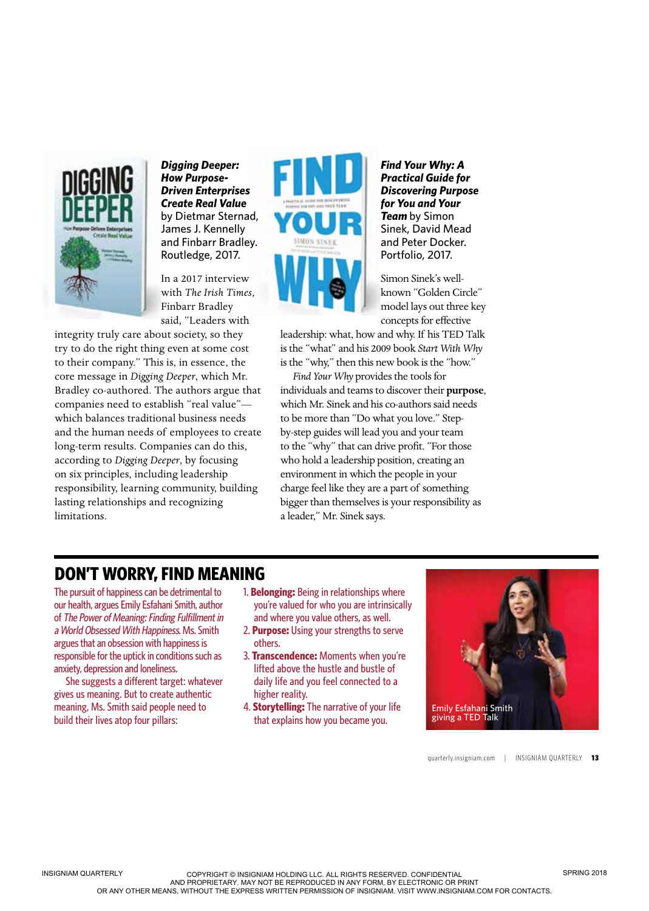***Digging Deeper: How Purpose-Driven Enterprises Create Real Value*** by Dietmar Sternad, James J. Kennelly and Finbarr Bradley. Routledge, 2017.

In a 2017 interview with *The Irish Times*, Finbarr Bradley said, "Leaders with integrity truly care about society, so they try to do the right thing even at some cost to their company." This is, in essence, the core message in *Digging Deeper*, which Mr. Bradley co-authored. The authors argue that companies need to establish "real value"—which balances traditional business needs and the human needs of employees to create long-term results. Companies can do this, according to *Digging Deeper*, by focusing on six principles, including leadership responsibility, learning community, building lasting relationships and recognizing limitations.

***Find Your Why: A Practical Guide for Discovering Purpose for You and Your Team*** by Simon Sinek, David Mead and Peter Docker. Portfolio, 2017.

Simon Sinek's well-known "Golden Circle" model lays out three key concepts for effective leadership: what, how and why. If his TED Talk is the "what" and his 2009 book *Start With Why* is the "why," then this new book is the "how."

*Find Your Why* provides the tools for individuals and teams to discover their **purpose**, which Mr. Sinek and his co-authors said needs to be more than "Do what you love." Step-by-step guides will lead you and your team to the "why" that can drive profit. "For those who hold a leadership position, creating an environment in which the people in your charge feel like they are a part of something bigger than themselves is your responsibility as a leader," Mr. Sinek says.

## DON'T WORRY, FIND MEANING

The pursuit of happiness can be detrimental to our health, argues Emily Esfahani Smith, author of *The Power of Meaning: Finding Fulfillment in a World Obsessed With Happiness*. Ms. Smith argues that an obsession with happiness is responsible for the uptick in conditions such as anxiety, depression and loneliness.

She suggests a different target: whatever gives us meaning. But to create authentic meaning, Ms. Smith said people need to build their lives atop four pillars:

1. **Belonging:** Being in relationships where you're valued for who you are intrinsically and where you value others, as well.
2. **Purpose:** Using your strengths to serve others.
3. **Transcendence:** Moments when you're lifted above the hustle and bustle of daily life and you feel connected to a higher reality.
4. **Storytelling:** The narrative of your life that explains how you became you.

Emily Esfahani Smith giving a TED Talk